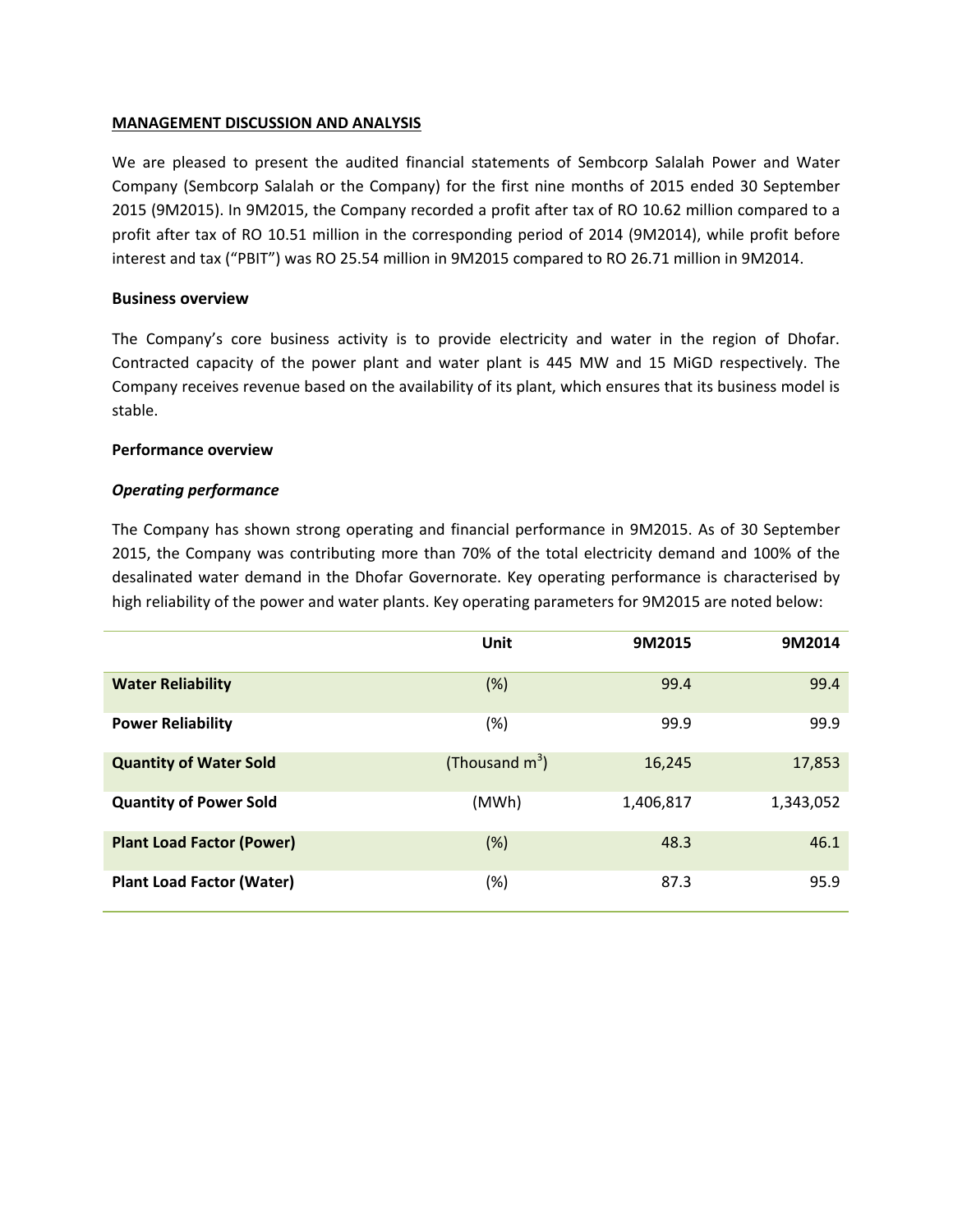## MANAGEMENT DISCUSSION AND ANALYSIS

We are pleased to present the audited financial statements of Sembcorp Salalah Power and Water Company (Sembcorp Salalah or the Company) for the first nine months of 2015 ended 30 September 2015 (9M2015). In 9M2015, the Company recorded a profit after tax of RO 10.62 million compared to a profit after tax of RO 10.51 million in the corresponding period of 2014 (9M2014), while profit before interest and tax ("PBIT") was RO 25.54 million in 9M2015 compared to RO 26.71 million in 9M2014.

### Business overview

The Company's core business activity is to provide electricity and water in the region of Dhofar. Contracted capacity of the power plant and water plant is 445 MW and 15 MiGD respectively. The Company receives revenue based on the availability of its plant, which ensures that its business model is stable.

### Performance overview

#### *Operating performance*

The Company has shown strong operating and financial performance in 9M2015. As of 30 September 2015, the Company was contributing more than 70% of the total electricity demand and 100% of the desalinated water demand in the Dhofar Governorate. Key operating performance is characterised by high reliability of the power and water plants. Key operating parameters for 9M2015 are noted below:

| | Unit | 9M2015 | 9M2014 |
|---|---|---|---|
| **Water Reliability** | (%) | 99.4 | 99.4 |
| **Power Reliability** | (%) | 99.9 | 99.9 |
| **Quantity of Water Sold** | (Thousand $m^3$) | 16,245 | 17,853 |
| **Quantity of Power Sold** | (MWh) | 1,406,817 | 1,343,052 |
| **Plant Load Factor (Power)** | (%) | 48.3 | 46.1 |
| **Plant Load Factor (Water)** | (%) | 87.3 | 95.9 |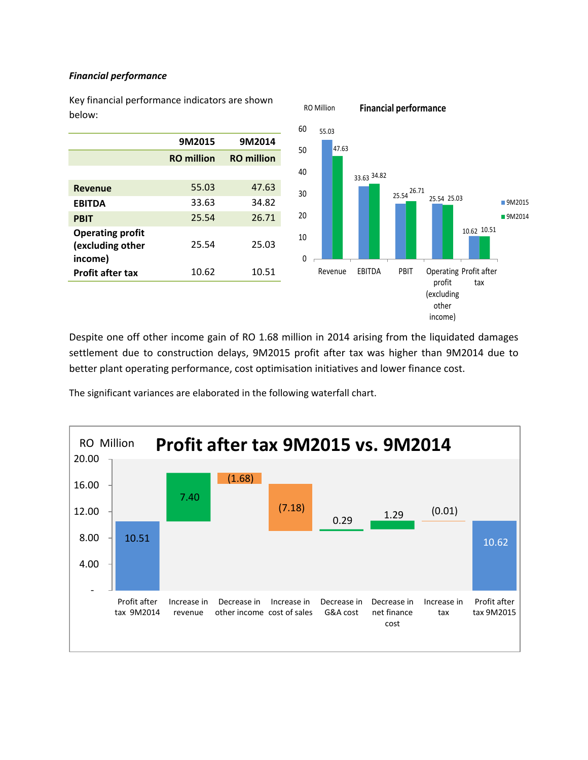*__Financial performance__*

Key financial performance indicators are shown below:

| | 9M2015 | 9M2014 |
|---|---|---|
| | **RO million** | **RO million** |
| **Revenue** | 55.03 | 47.63 |
| **EBITDA** | 33.63 | 34.82 |
| **PBIT** | 25.54 | 26.71 |
| **Operating profit (excluding other income)** | 25.54 | 25.03 |
| **Profit after tax** | 10.62 | 10.51 |

Despite one off other income gain of RO 1.68 million in 2014 arising from the liquidated damages settlement due to construction delays, 9M2015 profit after tax was higher than 9M2014 due to better plant operating performance, cost optimisation initiatives and lower finance cost.

The significant variances are elaborated in the following waterfall chart.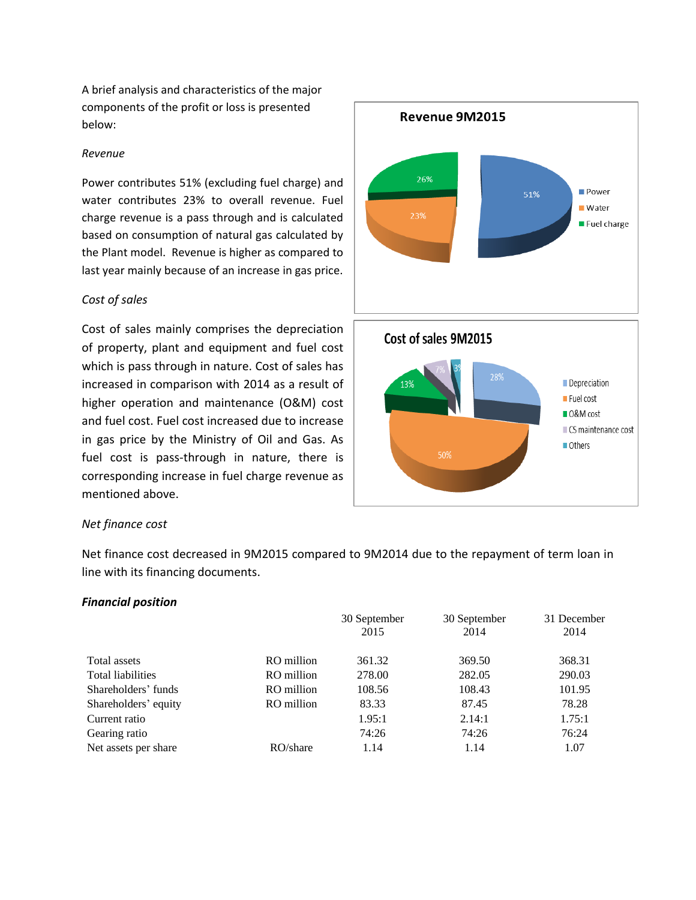A brief analysis and characteristics of the major components of the profit or loss is presented below:

*Revenue*

Power contributes 51% (excluding fuel charge) and water contributes 23% to overall revenue. Fuel charge revenue is a pass through and is calculated based on consumption of natural gas calculated by the Plant model. Revenue is higher as compared to last year mainly because of an increase in gas price.

**Revenue 9M2015**

- Power: 51%
- Water: 23%
- Fuel charge: 26%

*Cost of sales*

Cost of sales mainly comprises the depreciation of property, plant and equipment and fuel cost which is pass through in nature. Cost of sales has increased in comparison with 2014 as a result of higher operation and maintenance (O&M) cost and fuel cost. Fuel cost increased due to increase in gas price by the Ministry of Oil and Gas. As fuel cost is pass-through in nature, there is corresponding increase in fuel charge revenue as mentioned above.

**Cost of sales 9M2015**

- Depreciation: 28%
- Fuel cost: 50%
- O&M cost: 13%
- CS maintenance cost: 7%
- Others: 3%

*Net finance cost*

Net finance cost decreased in 9M2015 compared to 9M2014 due to the repayment of term loan in line with its financing documents.

***Financial position***

| | | 30 September 2015 | 30 September 2014 | 31 December 2014 |
|---|---|---|---|---|
| Total assets | RO million | 361.32 | 369.50 | 368.31 |
| Total liabilities | RO million | 278.00 | 282.05 | 290.03 |
| Shareholders' funds | RO million | 108.56 | 108.43 | 101.95 |
| Shareholders' equity | RO million | 83.33 | 87.45 | 78.28 |
| Current ratio | | 1.95:1 | 2.14:1 | 1.75:1 |
| Gearing ratio | | 74:26 | 74:26 | 76:24 |
| Net assets per share | RO/share | 1.14 | 1.14 | 1.07 |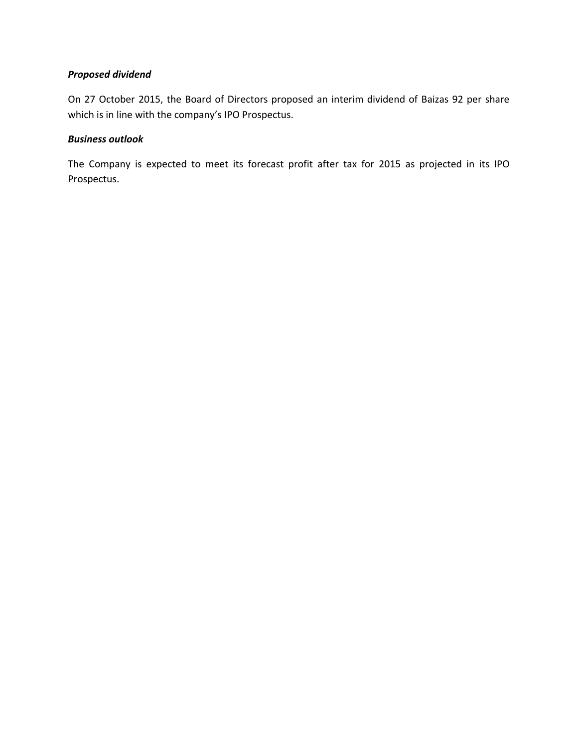***Proposed dividend***

On 27 October 2015, the Board of Directors proposed an interim dividend of Baizas 92 per share which is in line with the company's IPO Prospectus.

***Business outlook***

The Company is expected to meet its forecast profit after tax for 2015 as projected in its IPO Prospectus.